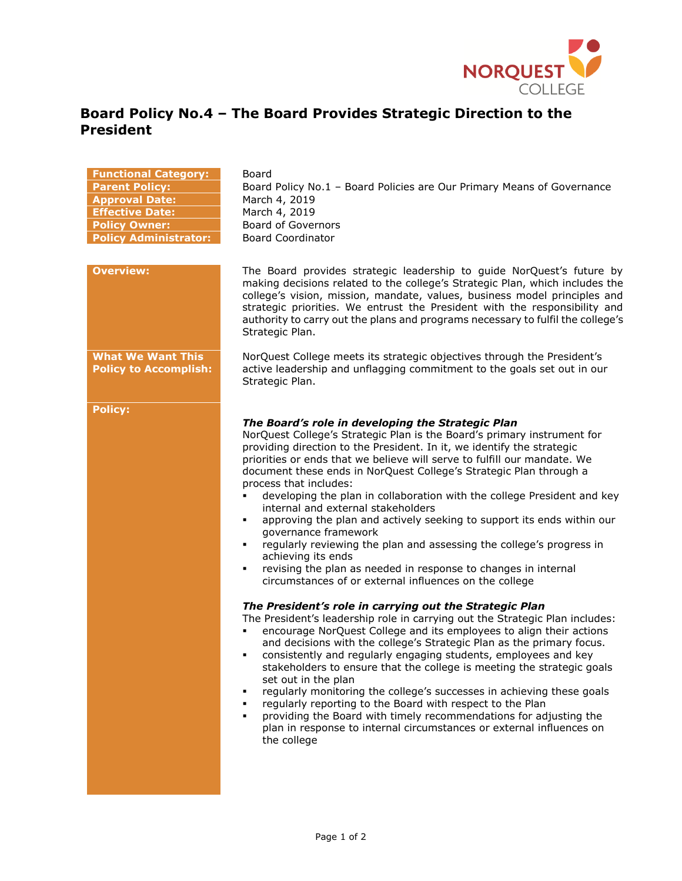# Board Policy No.4 – The Board Provides Strategic Direction to the President

| | |
|---|---|
| **Functional Category:** | Board |
| **Parent Policy:** | Board Policy No.1 – Board Policies are Our Primary Means of Governance |
| **Approval Date:** | March 4, 2019 |
| **Effective Date:** | March 4, 2019 |
| **Policy Owner:** | Board of Governors |
| **Policy Administrator:** | Board Coordinator |

**Overview:**

The Board provides strategic leadership to guide NorQuest's future by making decisions related to the college's Strategic Plan, which includes the college's vision, mission, mandate, values, business model principles and strategic priorities. We entrust the President with the responsibility and authority to carry out the plans and programs necessary to fulfil the college's Strategic Plan.

**What We Want This Policy to Accomplish:**

NorQuest College meets its strategic objectives through the President's active leadership and unflagging commitment to the goals set out in our Strategic Plan.

**Policy:**

***The Board's role in developing the Strategic Plan***

NorQuest College's Strategic Plan is the Board's primary instrument for providing direction to the President. In it, we identify the strategic priorities or ends that we believe will serve to fulfill our mandate. We document these ends in NorQuest College's Strategic Plan through a process that includes:

- developing the plan in collaboration with the college President and key internal and external stakeholders
- approving the plan and actively seeking to support its ends within our governance framework
- regularly reviewing the plan and assessing the college's progress in achieving its ends
- revising the plan as needed in response to changes in internal circumstances of or external influences on the college

***The President's role in carrying out the Strategic Plan***

The President's leadership role in carrying out the Strategic Plan includes:

- encourage NorQuest College and its employees to align their actions and decisions with the college's Strategic Plan as the primary focus.
- consistently and regularly engaging students, employees and key stakeholders to ensure that the college is meeting the strategic goals set out in the plan
- regularly monitoring the college's successes in achieving these goals
- regularly reporting to the Board with respect to the Plan
- providing the Board with timely recommendations for adjusting the plan in response to internal circumstances or external influences on the college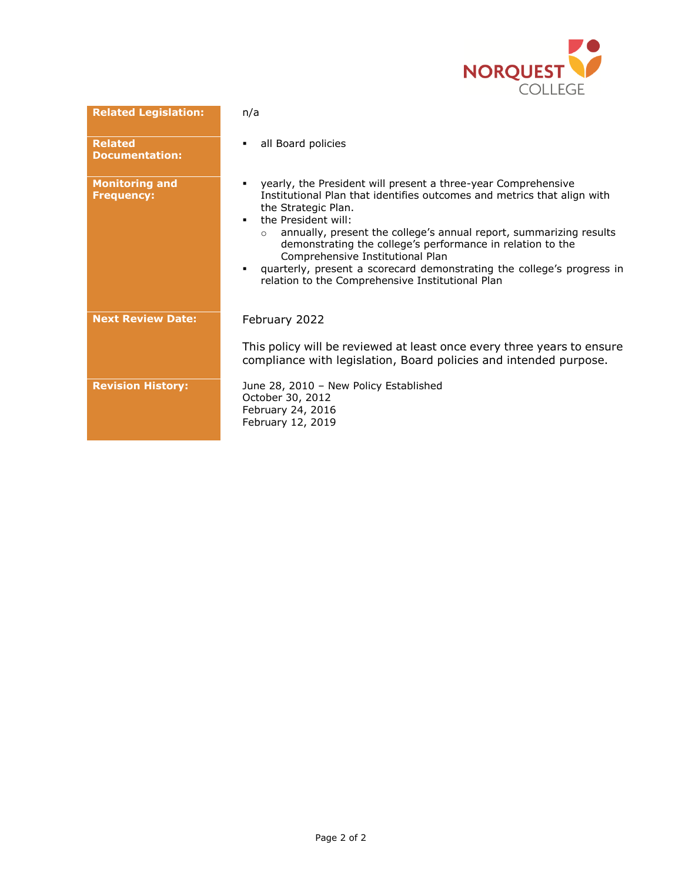| | |
|---|---|
| **Related Legislation:** | n/a |
| **Related Documentation:** | ▪ all Board policies |
| **Monitoring and Frequency:** | ▪ yearly, the President will present a three-year Comprehensive Institutional Plan that identifies outcomes and metrics that align with the Strategic Plan.<br>▪ the President will:<br>&nbsp;&nbsp;&nbsp;&nbsp;○ annually, present the college's annual report, summarizing results demonstrating the college's performance in relation to the Comprehensive Institutional Plan<br>▪ quarterly, present a scorecard demonstrating the college's progress in relation to the Comprehensive Institutional Plan |
| **Next Review Date:** | February 2022<br><br>This policy will be reviewed at least once every three years to ensure compliance with legislation, Board policies and intended purpose. |
| **Revision History:** | June 28, 2010 – New Policy Established<br>October 30, 2012<br>February 24, 2016<br>February 12, 2019 |